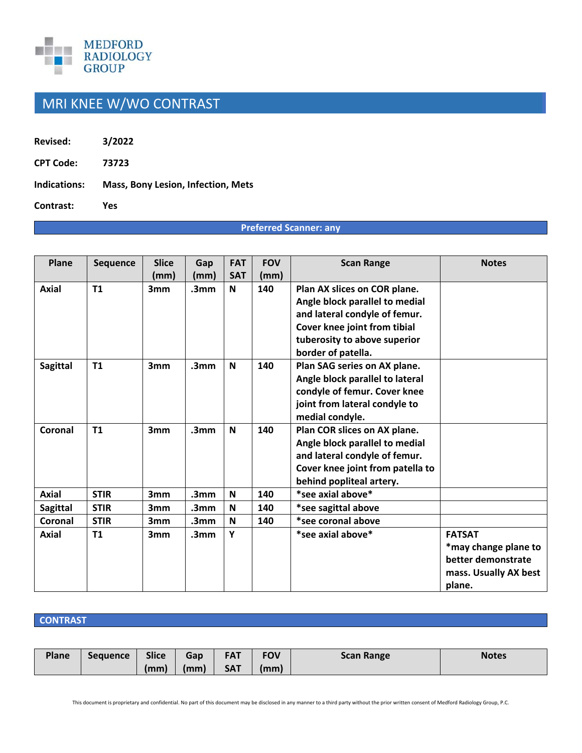MEDFORD RADIOLOGY GROUP

# MRI KNEE W/WO CONTRAST

**Revised:** 3/2022

**CPT Code:** 73723

**Indications:** Mass, Bony Lesion, Infection, Mets

**Contrast:** Yes

**Preferred Scanner: any**

| Plane | Sequence | Slice (mm) | Gap (mm) | FAT SAT | FOV (mm) | Scan Range | Notes |
|---|---|---|---|---|---|---|---|
| Axial | T1 | 3mm | .3mm | N | 140 | Plan AX slices on COR plane. Angle block parallel to medial and lateral condyle of femur. Cover knee joint from tibial tuberosity to above superior border of patella. | |
| Sagittal | T1 | 3mm | .3mm | N | 140 | Plan SAG series on AX plane. Angle block parallel to lateral condyle of femur. Cover knee joint from lateral condyle to medial condyle. | |
| Coronal | T1 | 3mm | .3mm | N | 140 | Plan COR slices on AX plane. Angle block parallel to medial and lateral condyle of femur. Cover knee joint from patella to behind popliteal artery. | |
| Axial | STIR | 3mm | .3mm | N | 140 | *see axial above* | |
| Sagittal | STIR | 3mm | .3mm | N | 140 | *see sagittal above | |
| Coronal | STIR | 3mm | .3mm | N | 140 | *see coronal above | |
| Axial | T1 | 3mm | .3mm | Y | | *see axial above* | FATSAT *may change plane to better demonstrate mass. Usually AX best plane. |

## CONTRAST

| Plane | Sequence | Slice (mm) | Gap (mm) | FAT SAT | FOV (mm) | Scan Range | Notes |
|---|---|---|---|---|---|---|---|

This document is proprietary and confidential. No part of this document may be disclosed in any manner to a third party without the prior written consent of Medford Radiology Group, P.C.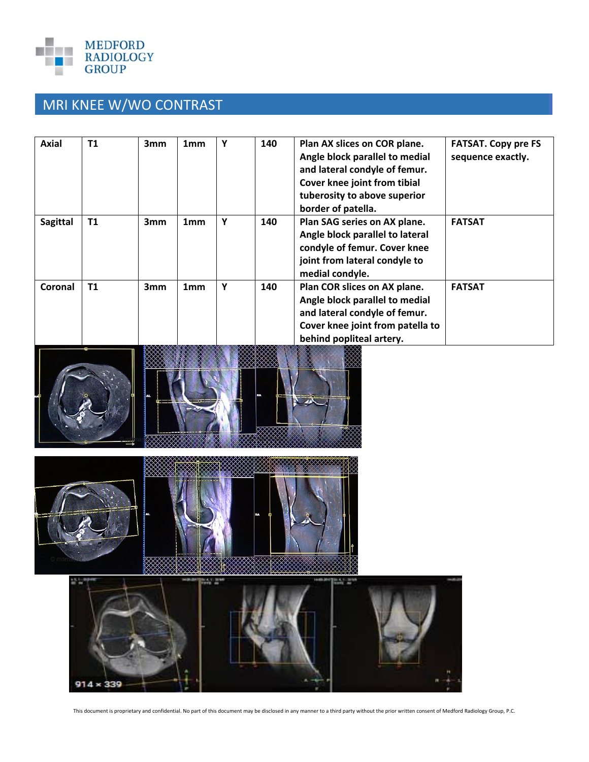## MRI KNEE W/WO CONTRAST

| | | | | | | | |
|---|---|---|---|---|---|---|---|
| **Axial** | **T1** | **3mm** | **1mm** | **Y** | **140** | **Plan AX slices on COR plane. Angle block parallel to medial and lateral condyle of femur. Cover knee joint from tibial tuberosity to above superior border of patella.** | **FATSAT. Copy pre FS sequence exactly.** |
| **Sagittal** | **T1** | **3mm** | **1mm** | **Y** | **140** | **Plan SAG series on AX plane. Angle block parallel to lateral condyle of femur. Cover knee joint from lateral condyle to medial condyle.** | **FATSAT** |
| **Coronal** | **T1** | **3mm** | **1mm** | **Y** | **140** | **Plan COR slices on AX plane. Angle block parallel to medial and lateral condyle of femur. Cover knee joint from patella to behind popliteal artery.** | **FATSAT** |